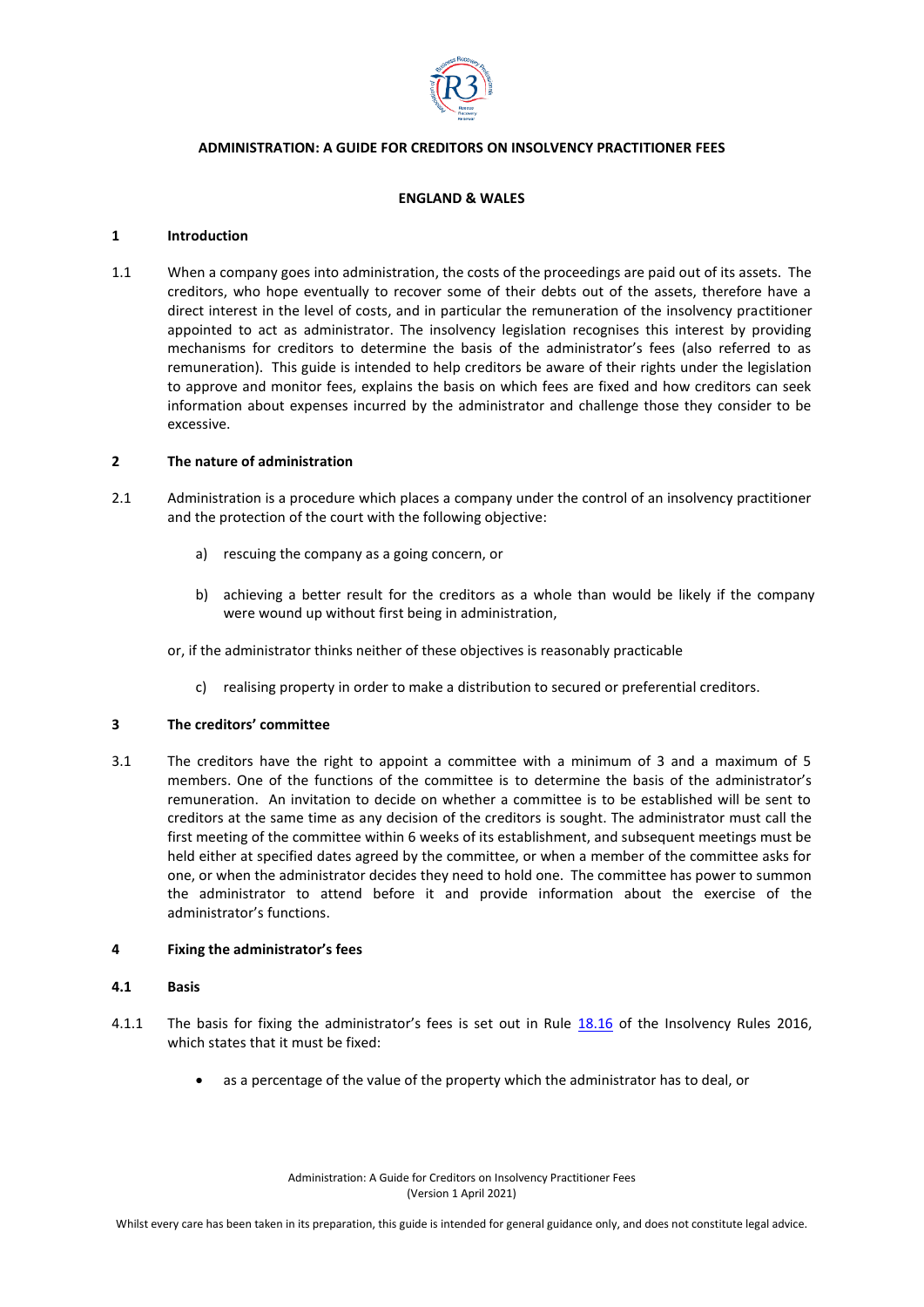# ADMINISTRATION: A GUIDE FOR CREDITORS ON INSOLVENCY PRACTITIONER FEES

## ENGLAND & WALES

## 1 Introduction

1.1 When a company goes into administration, the costs of the proceedings are paid out of its assets. The creditors, who hope eventually to recover some of their debts out of the assets, therefore have a direct interest in the level of costs, and in particular the remuneration of the insolvency practitioner appointed to act as administrator. The insolvency legislation recognises this interest by providing mechanisms for creditors to determine the basis of the administrator's fees (also referred to as remuneration). This guide is intended to help creditors be aware of their rights under the legislation to approve and monitor fees, explains the basis on which fees are fixed and how creditors can seek information about expenses incurred by the administrator and challenge those they consider to be excessive.

## 2 The nature of administration

2.1 Administration is a procedure which places a company under the control of an insolvency practitioner and the protection of the court with the following objective:

a) rescuing the company as a going concern, or

b) achieving a better result for the creditors as a whole than would be likely if the company were wound up without first being in administration,

or, if the administrator thinks neither of these objectives is reasonably practicable

c) realising property in order to make a distribution to secured or preferential creditors.

## 3 The creditors' committee

3.1 The creditors have the right to appoint a committee with a minimum of 3 and a maximum of 5 members. One of the functions of the committee is to determine the basis of the administrator's remuneration. An invitation to decide on whether a committee is to be established will be sent to creditors at the same time as any decision of the creditors is sought. The administrator must call the first meeting of the committee within 6 weeks of its establishment, and subsequent meetings must be held either at specified dates agreed by the committee, or when a member of the committee asks for one, or when the administrator decides they need to hold one. The committee has power to summon the administrator to attend before it and provide information about the exercise of the administrator's functions.

## 4 Fixing the administrator's fees

### 4.1 Basis

4.1.1 The basis for fixing the administrator's fees is set out in Rule 18.16 of the Insolvency Rules 2016, which states that it must be fixed:

- as a percentage of the value of the property which the administrator has to deal, or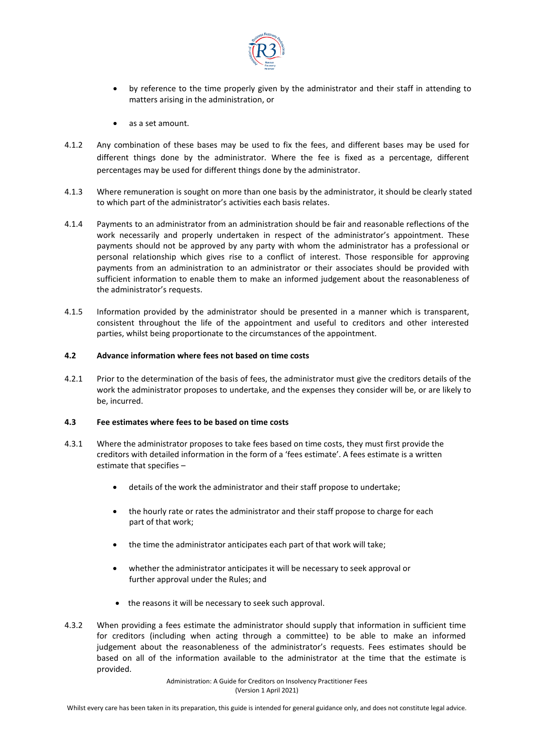- by reference to the time properly given by the administrator and their staff in attending to matters arising in the administration, or

- as a set amount.

4.1.2 Any combination of these bases may be used to fix the fees, and different bases may be used for different things done by the administrator. Where the fee is fixed as a percentage, different percentages may be used for different things done by the administrator.

4.1.3 Where remuneration is sought on more than one basis by the administrator, it should be clearly stated to which part of the administrator's activities each basis relates.

4.1.4 Payments to an administrator from an administration should be fair and reasonable reflections of the work necessarily and properly undertaken in respect of the administrator's appointment. These payments should not be approved by any party with whom the administrator has a professional or personal relationship which gives rise to a conflict of interest. Those responsible for approving payments from an administration to an administrator or their associates should be provided with sufficient information to enable them to make an informed judgement about the reasonableness of the administrator's requests.

4.1.5 Information provided by the administrator should be presented in a manner which is transparent, consistent throughout the life of the appointment and useful to creditors and other interested parties, whilst being proportionate to the circumstances of the appointment.

**4.2 Advance information where fees not based on time costs**

4.2.1 Prior to the determination of the basis of fees, the administrator must give the creditors details of the work the administrator proposes to undertake, and the expenses they consider will be, or are likely to be, incurred.

**4.3 Fee estimates where fees to be based on time costs**

4.3.1 Where the administrator proposes to take fees based on time costs, they must first provide the creditors with detailed information in the form of a 'fees estimate'. A fees estimate is a written estimate that specifies –

- details of the work the administrator and their staff propose to undertake;

- the hourly rate or rates the administrator and their staff propose to charge for each part of that work;

- the time the administrator anticipates each part of that work will take;

- whether the administrator anticipates it will be necessary to seek approval or further approval under the Rules; and

- the reasons it will be necessary to seek such approval.

4.3.2 When providing a fees estimate the administrator should supply that information in sufficient time for creditors (including when acting through a committee) to be able to make an informed judgement about the reasonableness of the administrator's requests. Fees estimates should be based on all of the information available to the administrator at the time that the estimate is provided.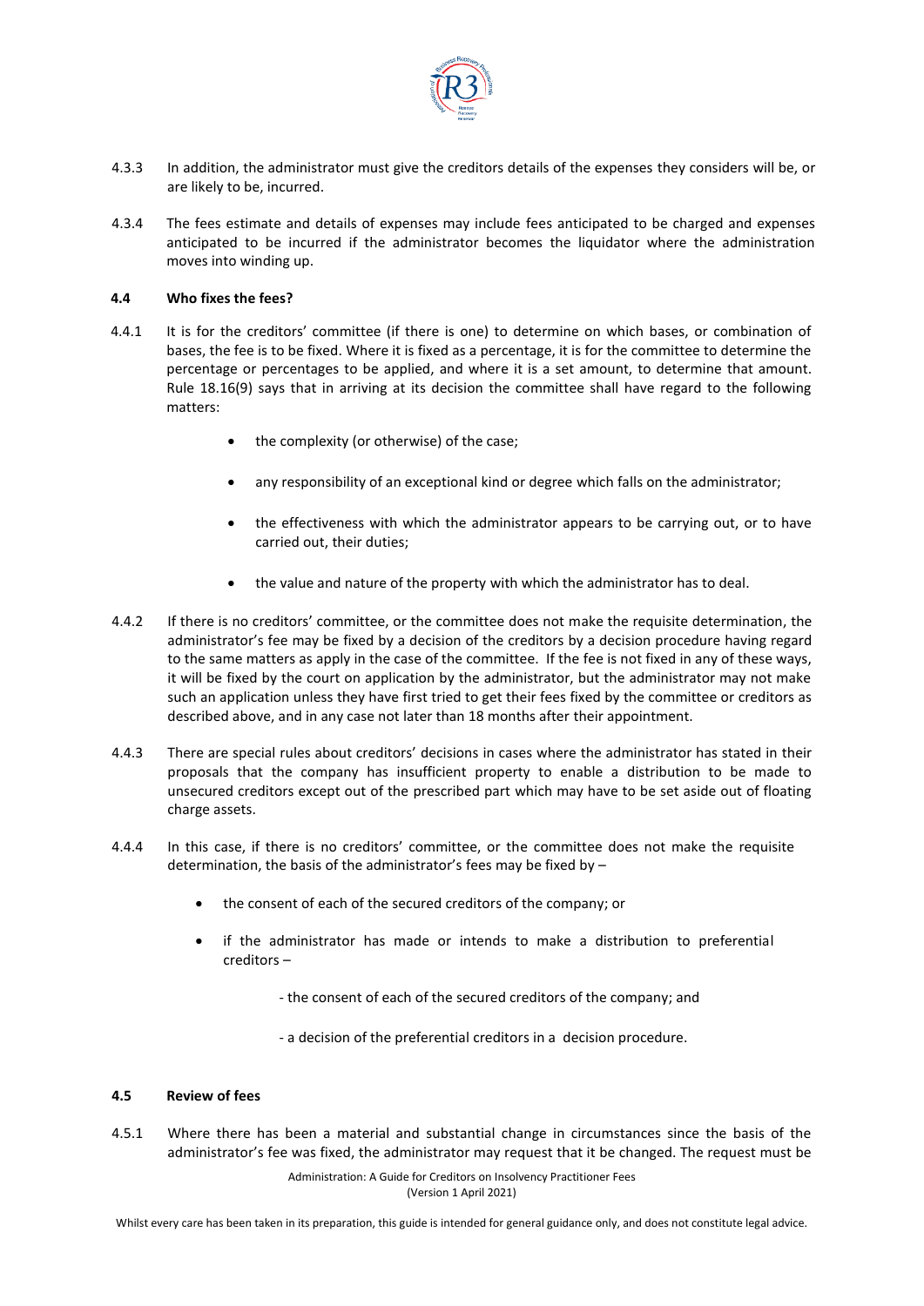4.3.3 In addition, the administrator must give the creditors details of the expenses they considers will be, or are likely to be, incurred.

4.3.4 The fees estimate and details of expenses may include fees anticipated to be charged and expenses anticipated to be incurred if the administrator becomes the liquidator where the administration moves into winding up.

**4.4 Who fixes the fees?**

4.4.1 It is for the creditors' committee (if there is one) to determine on which bases, or combination of bases, the fee is to be fixed. Where it is fixed as a percentage, it is for the committee to determine the percentage or percentages to be applied, and where it is a set amount, to determine that amount. Rule 18.16(9) says that in arriving at its decision the committee shall have regard to the following matters:

- the complexity (or otherwise) of the case;
- any responsibility of an exceptional kind or degree which falls on the administrator;
- the effectiveness with which the administrator appears to be carrying out, or to have carried out, their duties;
- the value and nature of the property with which the administrator has to deal.

4.4.2 If there is no creditors' committee, or the committee does not make the requisite determination, the administrator's fee may be fixed by a decision of the creditors by a decision procedure having regard to the same matters as apply in the case of the committee. If the fee is not fixed in any of these ways, it will be fixed by the court on application by the administrator, but the administrator may not make such an application unless they have first tried to get their fees fixed by the committee or creditors as described above, and in any case not later than 18 months after their appointment.

4.4.3 There are special rules about creditors' decisions in cases where the administrator has stated in their proposals that the company has insufficient property to enable a distribution to be made to unsecured creditors except out of the prescribed part which may have to be set aside out of floating charge assets.

4.4.4 In this case, if there is no creditors' committee, or the committee does not make the requisite determination, the basis of the administrator's fees may be fixed by –

- the consent of each of the secured creditors of the company; or
- if the administrator has made or intends to make a distribution to preferential creditors –
  - the consent of each of the secured creditors of the company; and
  - a decision of the preferential creditors in a decision procedure.

**4.5 Review of fees**

4.5.1 Where there has been a material and substantial change in circumstances since the basis of the administrator's fee was fixed, the administrator may request that it be changed. The request must be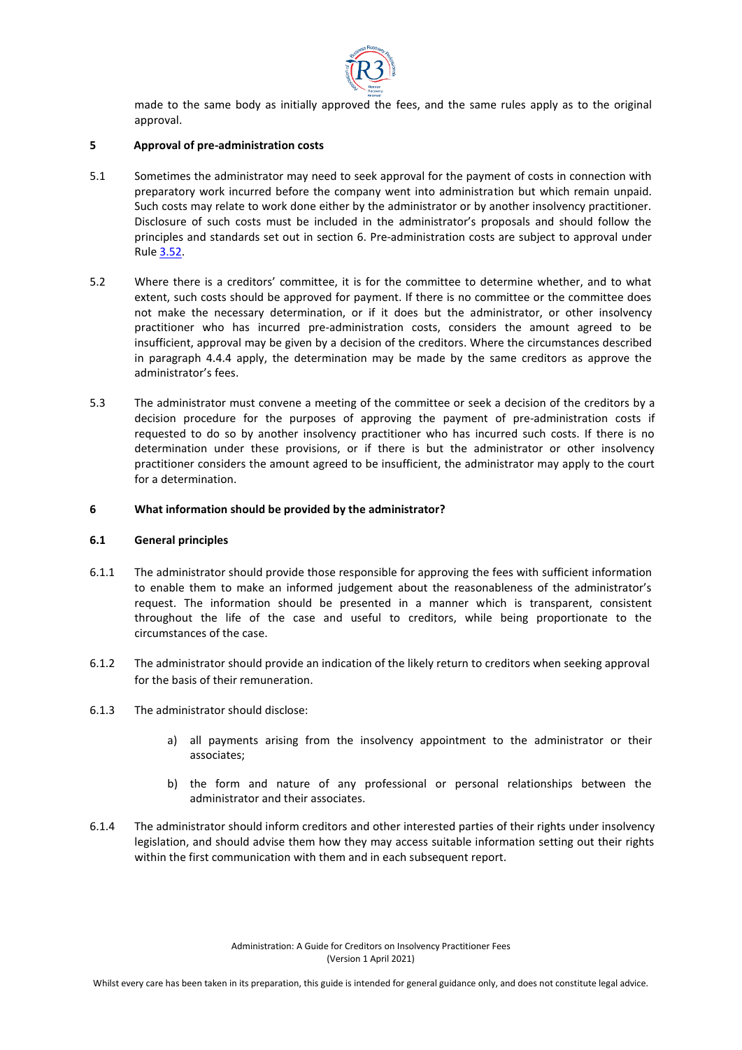made to the same body as initially approved the fees, and the same rules apply as to the original approval.

## 5 Approval of pre-administration costs

5.1 Sometimes the administrator may need to seek approval for the payment of costs in connection with preparatory work incurred before the company went into administration but which remain unpaid. Such costs may relate to work done either by the administrator or by another insolvency practitioner. Disclosure of such costs must be included in the administrator's proposals and should follow the principles and standards set out in section 6. Pre-administration costs are subject to approval under Rule 3.52.

5.2 Where there is a creditors' committee, it is for the committee to determine whether, and to what extent, such costs should be approved for payment. If there is no committee or the committee does not make the necessary determination, or if it does but the administrator, or other insolvency practitioner who has incurred pre-administration costs, considers the amount agreed to be insufficient, approval may be given by a decision of the creditors. Where the circumstances described in paragraph 4.4.4 apply, the determination may be made by the same creditors as approve the administrator's fees.

5.3 The administrator must convene a meeting of the committee or seek a decision of the creditors by a decision procedure for the purposes of approving the payment of pre-administration costs if requested to do so by another insolvency practitioner who has incurred such costs. If there is no determination under these provisions, or if there is but the administrator or other insolvency practitioner considers the amount agreed to be insufficient, the administrator may apply to the court for a determination.

## 6 What information should be provided by the administrator?

### 6.1 General principles

6.1.1 The administrator should provide those responsible for approving the fees with sufficient information to enable them to make an informed judgement about the reasonableness of the administrator's request. The information should be presented in a manner which is transparent, consistent throughout the life of the case and useful to creditors, while being proportionate to the circumstances of the case.

6.1.2 The administrator should provide an indication of the likely return to creditors when seeking approval for the basis of their remuneration.

6.1.3 The administrator should disclose:

a) all payments arising from the insolvency appointment to the administrator or their associates;

b) the form and nature of any professional or personal relationships between the administrator and their associates.

6.1.4 The administrator should inform creditors and other interested parties of their rights under insolvency legislation, and should advise them how they may access suitable information setting out their rights within the first communication with them and in each subsequent report.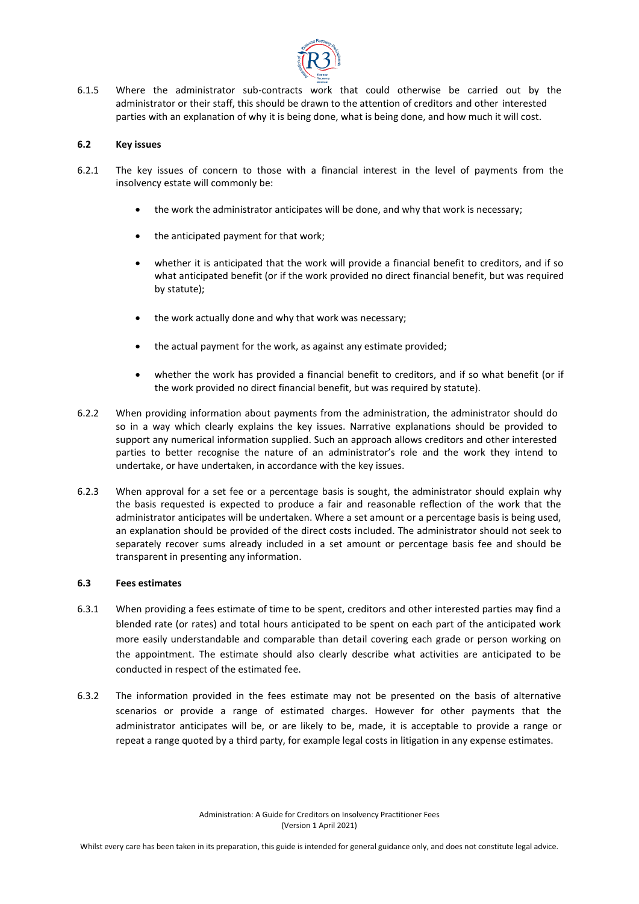6.1.5 Where the administrator sub-contracts work that could otherwise be carried out by the administrator or their staff, this should be drawn to the attention of creditors and other interested parties with an explanation of why it is being done, what is being done, and how much it will cost.

### 6.2 Key issues

6.2.1 The key issues of concern to those with a financial interest in the level of payments from the insolvency estate will commonly be:

- the work the administrator anticipates will be done, and why that work is necessary;
- the anticipated payment for that work;
- whether it is anticipated that the work will provide a financial benefit to creditors, and if so what anticipated benefit (or if the work provided no direct financial benefit, but was required by statute);
- the work actually done and why that work was necessary;
- the actual payment for the work, as against any estimate provided;
- whether the work has provided a financial benefit to creditors, and if so what benefit (or if the work provided no direct financial benefit, but was required by statute).

6.2.2 When providing information about payments from the administration, the administrator should do so in a way which clearly explains the key issues. Narrative explanations should be provided to support any numerical information supplied. Such an approach allows creditors and other interested parties to better recognise the nature of an administrator's role and the work they intend to undertake, or have undertaken, in accordance with the key issues.

6.2.3 When approval for a set fee or a percentage basis is sought, the administrator should explain why the basis requested is expected to produce a fair and reasonable reflection of the work that the administrator anticipates will be undertaken. Where a set amount or a percentage basis is being used, an explanation should be provided of the direct costs included. The administrator should not seek to separately recover sums already included in a set amount or percentage basis fee and should be transparent in presenting any information.

### 6.3 Fees estimates

6.3.1 When providing a fees estimate of time to be spent, creditors and other interested parties may find a blended rate (or rates) and total hours anticipated to be spent on each part of the anticipated work more easily understandable and comparable than detail covering each grade or person working on the appointment. The estimate should also clearly describe what activities are anticipated to be conducted in respect of the estimated fee.

6.3.2 The information provided in the fees estimate may not be presented on the basis of alternative scenarios or provide a range of estimated charges. However for other payments that the administrator anticipates will be, or are likely to be, made, it is acceptable to provide a range or repeat a range quoted by a third party, for example legal costs in litigation in any expense estimates.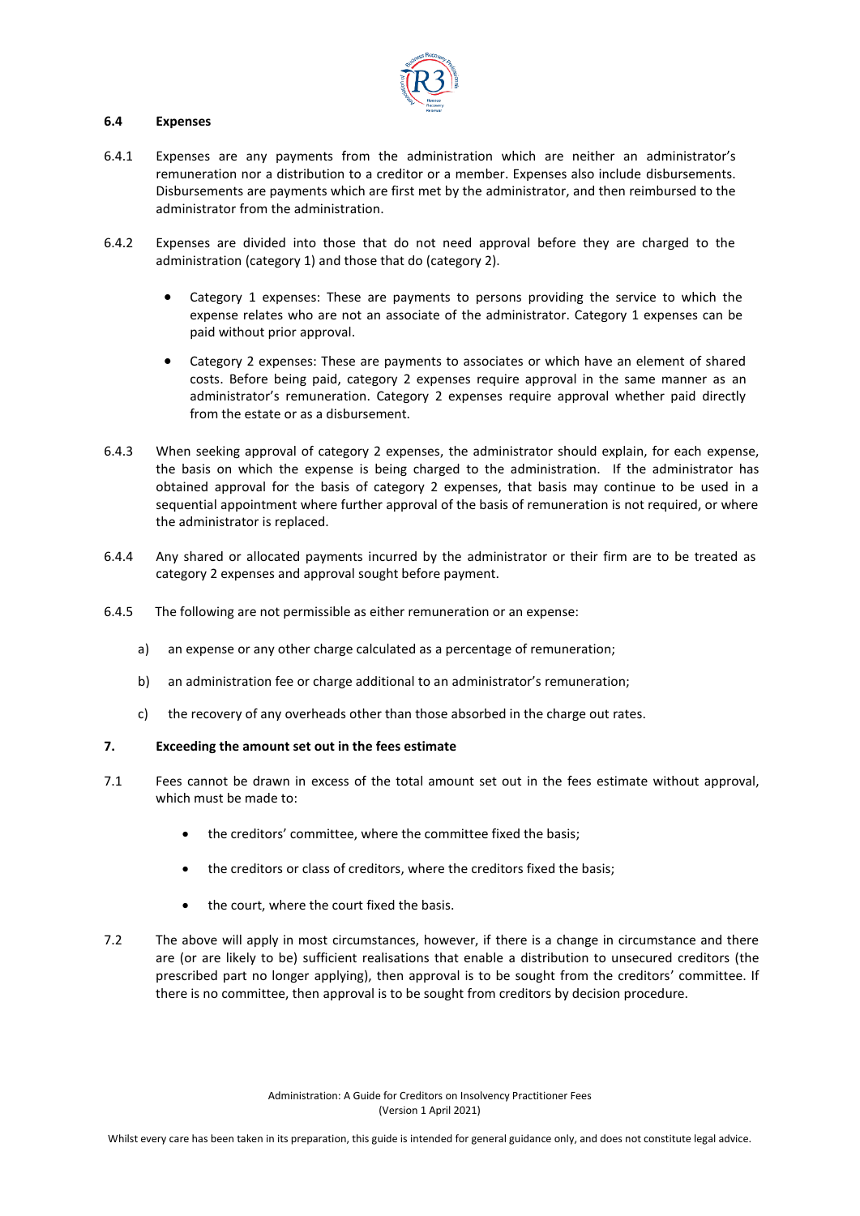### 6.4 Expenses

6.4.1 Expenses are any payments from the administration which are neither an administrator's remuneration nor a distribution to a creditor or a member. Expenses also include disbursements. Disbursements are payments which are first met by the administrator, and then reimbursed to the administrator from the administration.

6.4.2 Expenses are divided into those that do not need approval before they are charged to the administration (category 1) and those that do (category 2).

- Category 1 expenses: These are payments to persons providing the service to which the expense relates who are not an associate of the administrator. Category 1 expenses can be paid without prior approval.
- Category 2 expenses: These are payments to associates or which have an element of shared costs. Before being paid, category 2 expenses require approval in the same manner as an administrator's remuneration. Category 2 expenses require approval whether paid directly from the estate or as a disbursement.

6.4.3 When seeking approval of category 2 expenses, the administrator should explain, for each expense, the basis on which the expense is being charged to the administration. If the administrator has obtained approval for the basis of category 2 expenses, that basis may continue to be used in a sequential appointment where further approval of the basis of remuneration is not required, or where the administrator is replaced.

6.4.4 Any shared or allocated payments incurred by the administrator or their firm are to be treated as category 2 expenses and approval sought before payment.

6.4.5 The following are not permissible as either remuneration or an expense:

a) an expense or any other charge calculated as a percentage of remuneration;

b) an administration fee or charge additional to an administrator's remuneration;

c) the recovery of any overheads other than those absorbed in the charge out rates.

## 7. Exceeding the amount set out in the fees estimate

7.1 Fees cannot be drawn in excess of the total amount set out in the fees estimate without approval, which must be made to:

- the creditors' committee, where the committee fixed the basis;
- the creditors or class of creditors, where the creditors fixed the basis;
- the court, where the court fixed the basis.

7.2 The above will apply in most circumstances, however, if there is a change in circumstance and there are (or are likely to be) sufficient realisations that enable a distribution to unsecured creditors (the prescribed part no longer applying), then approval is to be sought from the creditors' committee. If there is no committee, then approval is to be sought from creditors by decision procedure.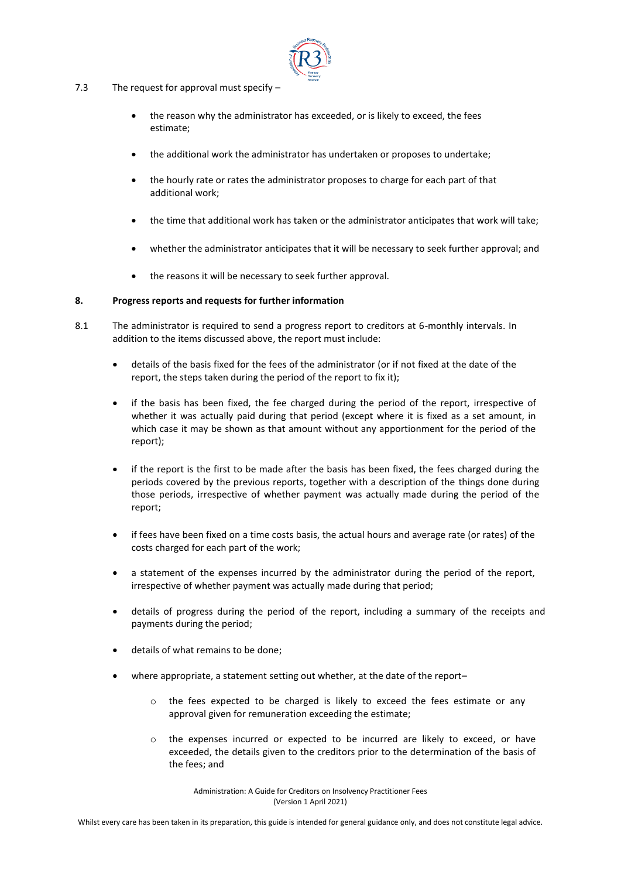7.3 The request for approval must specify –

- the reason why the administrator has exceeded, or is likely to exceed, the fees estimate;
- the additional work the administrator has undertaken or proposes to undertake;
- the hourly rate or rates the administrator proposes to charge for each part of that additional work;
- the time that additional work has taken or the administrator anticipates that work will take;
- whether the administrator anticipates that it will be necessary to seek further approval; and
- the reasons it will be necessary to seek further approval.

## 8. Progress reports and requests for further information

8.1 The administrator is required to send a progress report to creditors at 6-monthly intervals. In addition to the items discussed above, the report must include:

- details of the basis fixed for the fees of the administrator (or if not fixed at the date of the report, the steps taken during the period of the report to fix it);
- if the basis has been fixed, the fee charged during the period of the report, irrespective of whether it was actually paid during that period (except where it is fixed as a set amount, in which case it may be shown as that amount without any apportionment for the period of the report);
- if the report is the first to be made after the basis has been fixed, the fees charged during the periods covered by the previous reports, together with a description of the things done during those periods, irrespective of whether payment was actually made during the period of the report;
- if fees have been fixed on a time costs basis, the actual hours and average rate (or rates) of the costs charged for each part of the work;
- a statement of the expenses incurred by the administrator during the period of the report, irrespective of whether payment was actually made during that period;
- details of progress during the period of the report, including a summary of the receipts and payments during the period;
- details of what remains to be done;
- where appropriate, a statement setting out whether, at the date of the report–
  - the fees expected to be charged is likely to exceed the fees estimate or any approval given for remuneration exceeding the estimate;
  - the expenses incurred or expected to be incurred are likely to exceed, or have exceeded, the details given to the creditors prior to the determination of the basis of the fees; and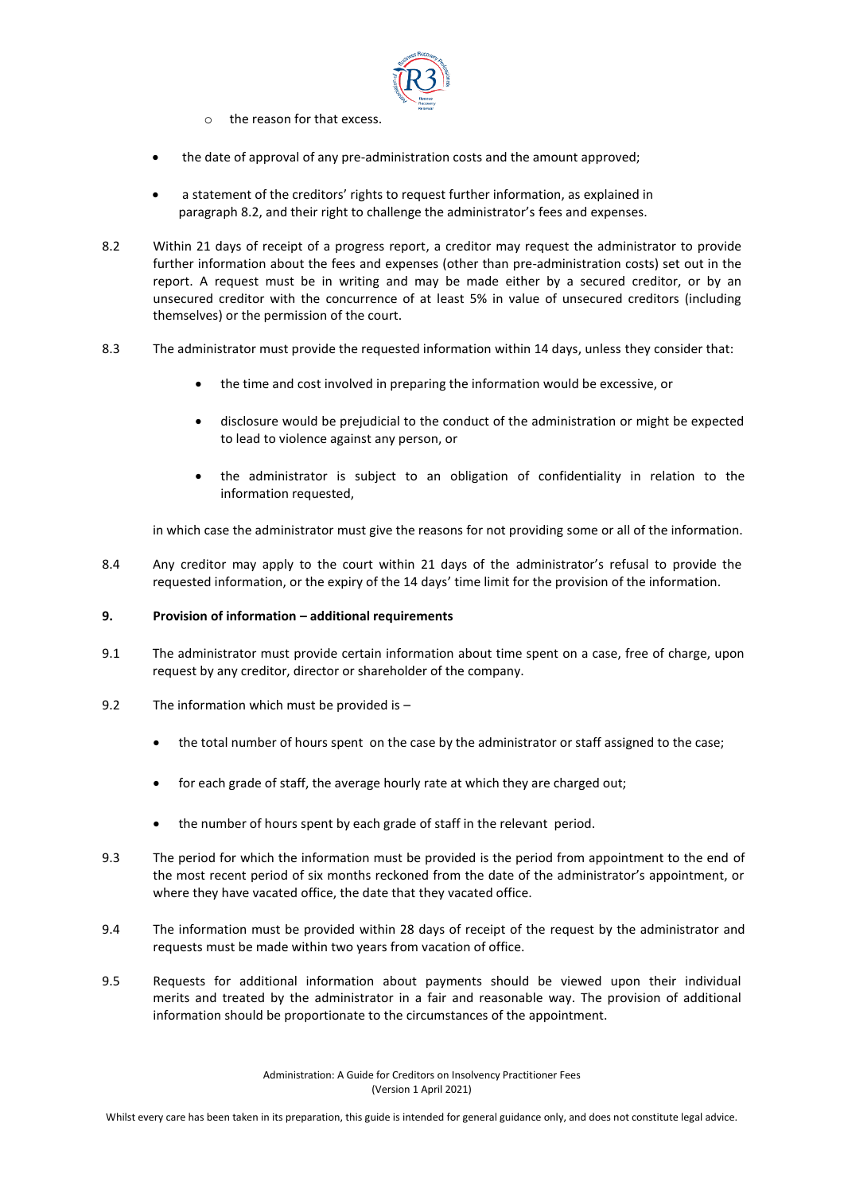- the reason for that excess.

- the date of approval of any pre-administration costs and the amount approved;

- a statement of the creditors' rights to request further information, as explained in paragraph 8.2, and their right to challenge the administrator's fees and expenses.

8.2 Within 21 days of receipt of a progress report, a creditor may request the administrator to provide further information about the fees and expenses (other than pre-administration costs) set out in the report. A request must be in writing and may be made either by a secured creditor, or by an unsecured creditor with the concurrence of at least 5% in value of unsecured creditors (including themselves) or the permission of the court.

8.3 The administrator must provide the requested information within 14 days, unless they consider that:

- the time and cost involved in preparing the information would be excessive, or

- disclosure would be prejudicial to the conduct of the administration or might be expected to lead to violence against any person, or

- the administrator is subject to an obligation of confidentiality in relation to the information requested,

in which case the administrator must give the reasons for not providing some or all of the information.

8.4 Any creditor may apply to the court within 21 days of the administrator's refusal to provide the requested information, or the expiry of the 14 days' time limit for the provision of the information.

**9. Provision of information – additional requirements**

9.1 The administrator must provide certain information about time spent on a case, free of charge, upon request by any creditor, director or shareholder of the company.

9.2 The information which must be provided is –

- the total number of hours spent on the case by the administrator or staff assigned to the case;

- for each grade of staff, the average hourly rate at which they are charged out;

- the number of hours spent by each grade of staff in the relevant period.

9.3 The period for which the information must be provided is the period from appointment to the end of the most recent period of six months reckoned from the date of the administrator's appointment, or where they have vacated office, the date that they vacated office.

9.4 The information must be provided within 28 days of receipt of the request by the administrator and requests must be made within two years from vacation of office.

9.5 Requests for additional information about payments should be viewed upon their individual merits and treated by the administrator in a fair and reasonable way. The provision of additional information should be proportionate to the circumstances of the appointment.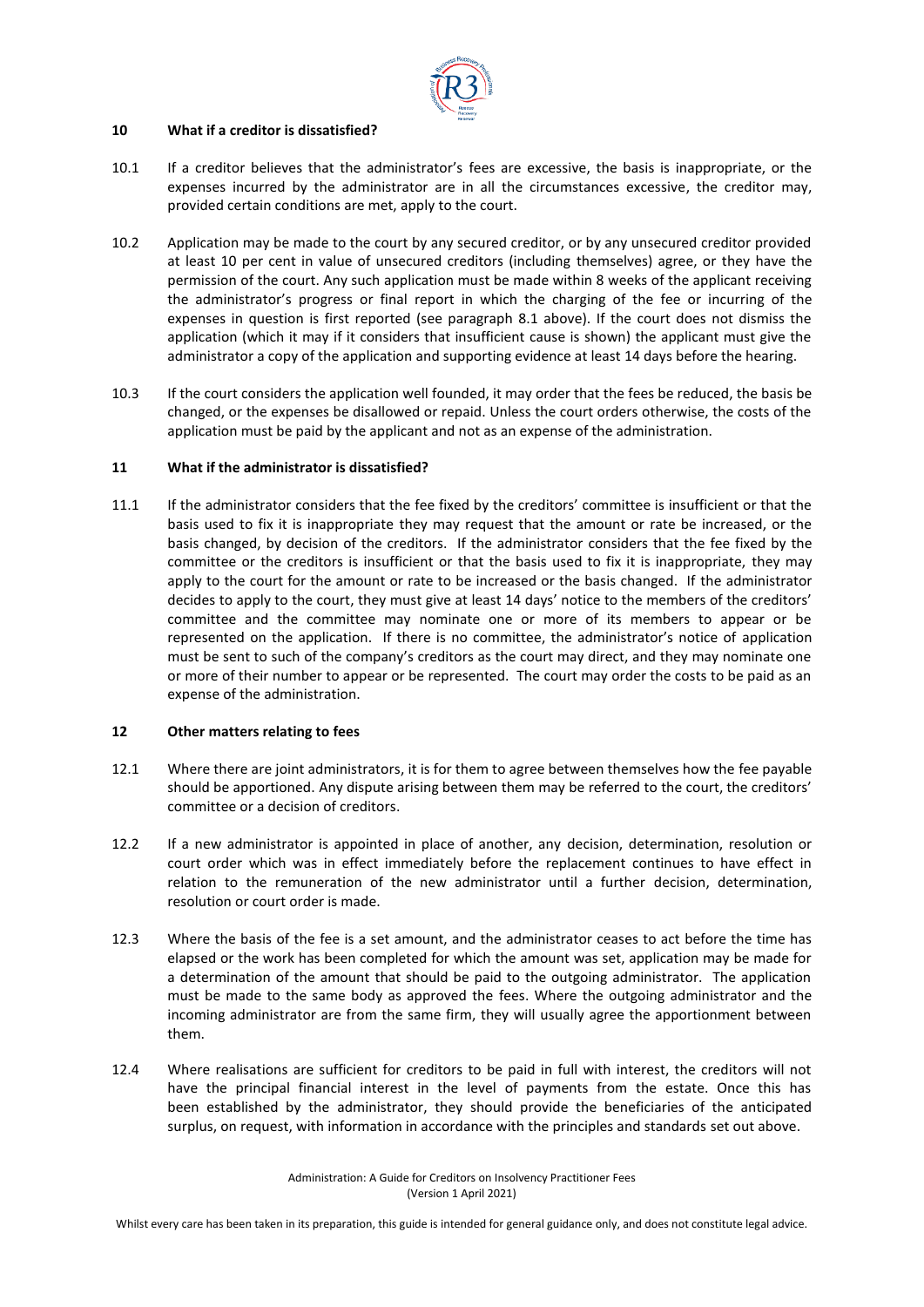## 10 What if a creditor is dissatisfied?

10.1 If a creditor believes that the administrator's fees are excessive, the basis is inappropriate, or the expenses incurred by the administrator are in all the circumstances excessive, the creditor may, provided certain conditions are met, apply to the court.

10.2 Application may be made to the court by any secured creditor, or by any unsecured creditor provided at least 10 per cent in value of unsecured creditors (including themselves) agree, or they have the permission of the court. Any such application must be made within 8 weeks of the applicant receiving the administrator's progress or final report in which the charging of the fee or incurring of the expenses in question is first reported (see paragraph 8.1 above). If the court does not dismiss the application (which it may if it considers that insufficient cause is shown) the applicant must give the administrator a copy of the application and supporting evidence at least 14 days before the hearing.

10.3 If the court considers the application well founded, it may order that the fees be reduced, the basis be changed, or the expenses be disallowed or repaid. Unless the court orders otherwise, the costs of the application must be paid by the applicant and not as an expense of the administration.

## 11 What if the administrator is dissatisfied?

11.1 If the administrator considers that the fee fixed by the creditors' committee is insufficient or that the basis used to fix it is inappropriate they may request that the amount or rate be increased, or the basis changed, by decision of the creditors. If the administrator considers that the fee fixed by the committee or the creditors is insufficient or that the basis used to fix it is inappropriate, they may apply to the court for the amount or rate to be increased or the basis changed. If the administrator decides to apply to the court, they must give at least 14 days' notice to the members of the creditors' committee and the committee may nominate one or more of its members to appear or be represented on the application. If there is no committee, the administrator's notice of application must be sent to such of the company's creditors as the court may direct, and they may nominate one or more of their number to appear or be represented. The court may order the costs to be paid as an expense of the administration.

## 12 Other matters relating to fees

12.1 Where there are joint administrators, it is for them to agree between themselves how the fee payable should be apportioned. Any dispute arising between them may be referred to the court, the creditors' committee or a decision of creditors.

12.2 If a new administrator is appointed in place of another, any decision, determination, resolution or court order which was in effect immediately before the replacement continues to have effect in relation to the remuneration of the new administrator until a further decision, determination, resolution or court order is made.

12.3 Where the basis of the fee is a set amount, and the administrator ceases to act before the time has elapsed or the work has been completed for which the amount was set, application may be made for a determination of the amount that should be paid to the outgoing administrator. The application must be made to the same body as approved the fees. Where the outgoing administrator and the incoming administrator are from the same firm, they will usually agree the apportionment between them.

12.4 Where realisations are sufficient for creditors to be paid in full with interest, the creditors will not have the principal financial interest in the level of payments from the estate. Once this has been established by the administrator, they should provide the beneficiaries of the anticipated surplus, on request, with information in accordance with the principles and standards set out above.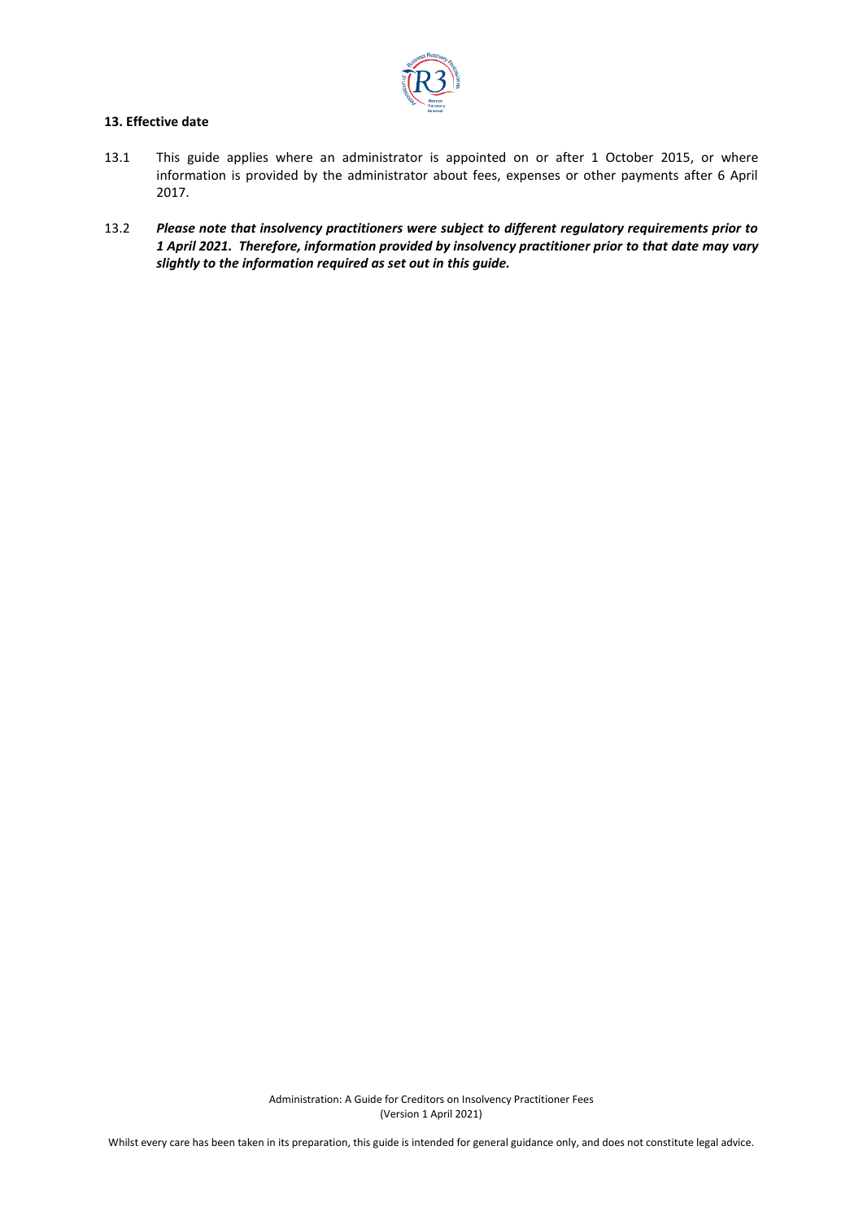**13. Effective date**

13.1 This guide applies where an administrator is appointed on or after 1 October 2015, or where information is provided by the administrator about fees, expenses or other payments after 6 April 2017.

13.2 ***Please note that insolvency practitioners were subject to different regulatory requirements prior to 1 April 2021. Therefore, information provided by insolvency practitioner prior to that date may vary slightly to the information required as set out in this guide.***